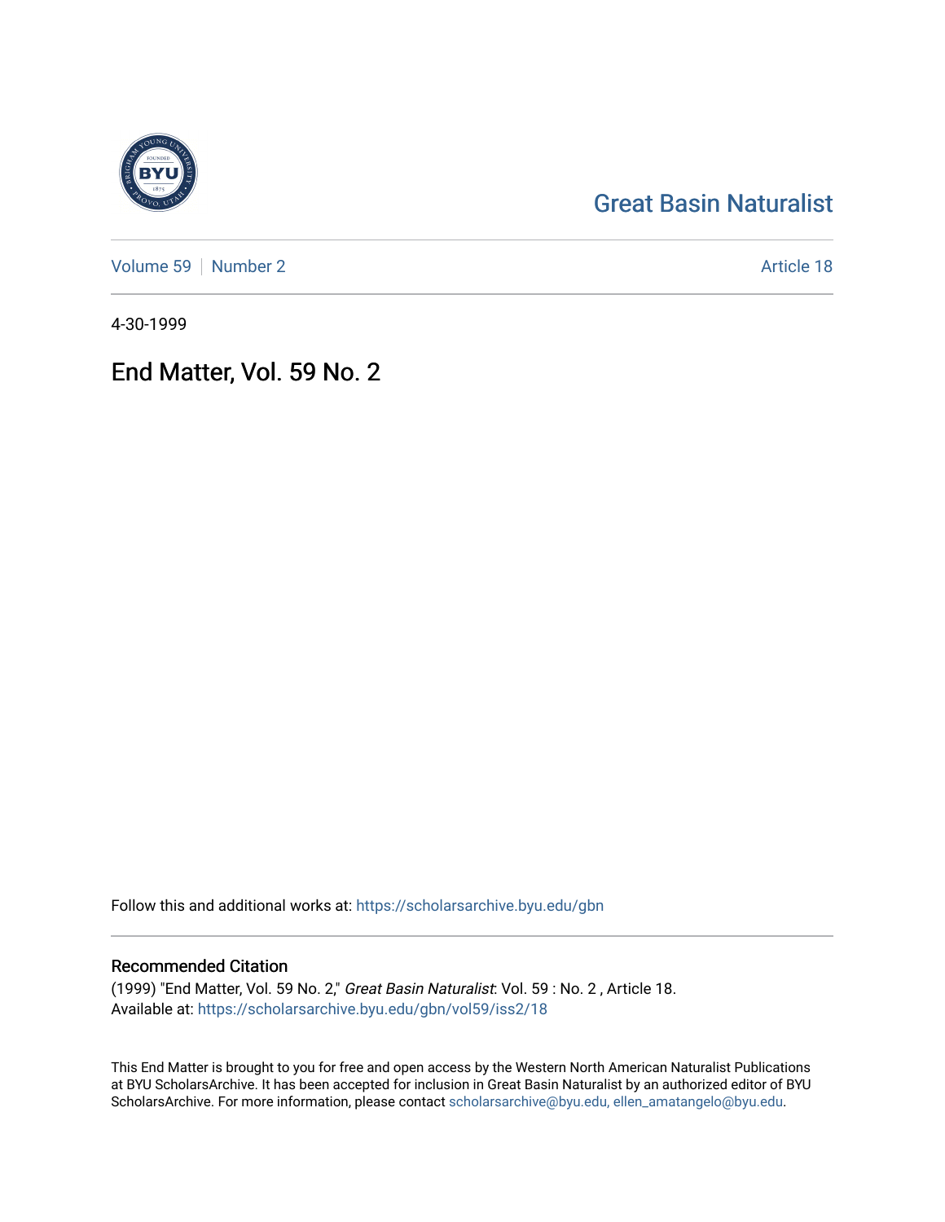Great Basin Naturalist

Volume 59 | Number 2 | Article 18

4-30-1999

# End Matter, Vol. 59 No. 2

Follow this and additional works at: https://scholarsarchive.byu.edu/gbn

## Recommended Citation

(1999) "End Matter, Vol. 59 No. 2," *Great Basin Naturalist*: Vol. 59 : No. 2 , Article 18.
Available at: https://scholarsarchive.byu.edu/gbn/vol59/iss2/18

This End Matter is brought to you for free and open access by the Western North American Naturalist Publications at BYU ScholarsArchive. It has been accepted for inclusion in Great Basin Naturalist by an authorized editor of BYU ScholarsArchive. For more information, please contact scholarsarchive@byu.edu, ellen_amatangelo@byu.edu.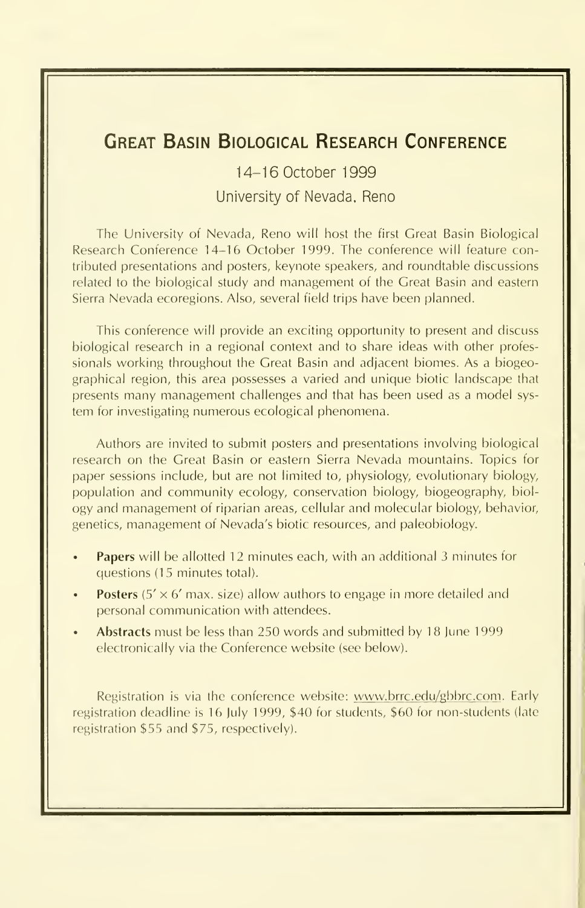## Great Basin Biological Research Conference

14–16 October 1999

University of Nevada, Reno

The University of Nevada, Reno will host the first Great Basin Biological Research Conference 14–16 October 1999. The conference will feature contributed presentations and posters, keynote speakers, and roundtable discussions related to the biological study and management of the Great Basin and eastern Sierra Nevada ecoregions. Also, several field trips have been planned.

This conference will provide an exciting opportunity to present and discuss biological research in a regional context and to share ideas with other professionals working throughout the Great Basin and adjacent biomes. As a biogeographical region, this area possesses a varied and unique biotic landscape that presents many management challenges and that has been used as a model system for investigating numerous ecological phenomena.

Authors are invited to submit posters and presentations involving biological research on the Great Basin or eastern Sierra Nevada mountains. Topics for paper sessions include, but are not limited to, physiology, evolutionary biology, population and community ecology, conservation biology, biogeography, biology and management of riparian areas, cellular and molecular biology, behavior, genetics, management of Nevada's biotic resources, and paleobiology.

- **Papers** will be allotted 12 minutes each, with an additional 3 minutes for questions (15 minutes total).
- **Posters** (5′ × 6′ max. size) allow authors to engage in more detailed and personal communication with attendees.
- **Abstracts** must be less than 250 words and submitted by 18 June 1999 electronically via the Conference website (see below).

Registration is via the conference website: www.brrc.edu/gbbrc.com. Early registration deadline is 16 July 1999, $40 for students, $60 for non-students (late registration $55 and $75, respectively).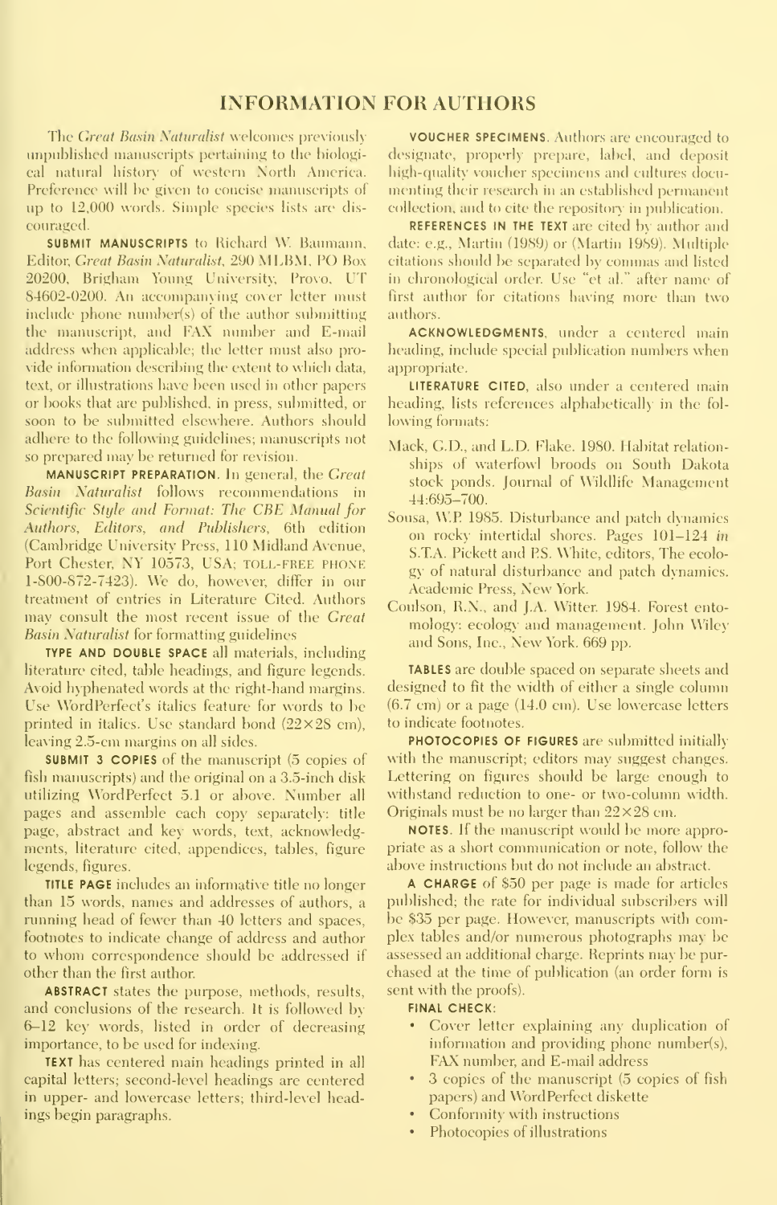# INFORMATION FOR AUTHORS

The *Great Basin Naturalist* welcomes previously unpublished manuscripts pertaining to the biological natural history of western North America. Preference will be given to concise manuscripts of up to 12,000 words. Simple species lists are discouraged.

**SUBMIT MANUSCRIPTS** to Richard W. Baumann, Editor, *Great Basin Naturalist*, 290 MLBM, PO Box 20200, Brigham Young University, Provo, UT 84602-0200. An accompanying cover letter must include phone number(s) of the author submitting the manuscript, and FAX number and E-mail address when applicable; the letter must also provide information describing the extent to which data, text, or illustrations have been used in other papers or books that are published, in press, submitted, or soon to be submitted elsewhere. Authors should adhere to the following guidelines; manuscripts not so prepared may be returned for revision.

**MANUSCRIPT PREPARATION.** In general, the *Great Basin Naturalist* follows recommendations in *Scientific Style and Format: The CBE Manual for Authors, Editors, and Publishers*, 6th edition (Cambridge University Press, 110 Midland Avenue, Port Chester, NY 10573, USA; TOLL-FREE PHONE 1-800-872-7423). We do, however, differ in our treatment of entries in Literature Cited. Authors may consult the most recent issue of the *Great Basin Naturalist* for formatting guidelines

**TYPE AND DOUBLE SPACE** all materials, including literature cited, table headings, and figure legends. Avoid hyphenated words at the right-hand margins. Use WordPerfect's italics feature for words to be printed in italics. Use standard bond (22×28 cm), leaving 2.5-cm margins on all sides.

**SUBMIT 3 COPIES** of the manuscript (5 copies of fish manuscripts) and the original on a 3.5-inch disk utilizing WordPerfect 5.1 or above. Number all pages and assemble each copy separately: title page, abstract and key words, text, acknowledgments, literature cited, appendices, tables, figure legends, figures.

**TITLE PAGE** includes an informative title no longer than 15 words, names and addresses of authors, a running head of fewer than 40 letters and spaces, footnotes to indicate change of address and author to whom correspondence should be addressed if other than the first author.

**ABSTRACT** states the purpose, methods, results, and conclusions of the research. It is followed by 6–12 key words, listed in order of decreasing importance, to be used for indexing.

**TEXT** has centered main headings printed in all capital letters; second-level headings are centered in upper- and lowercase letters; third-level headings begin paragraphs.

**VOUCHER SPECIMENS.** Authors are encouraged to designate, properly prepare, label, and deposit high-quality voucher specimens and cultures documenting their research in an established permanent collection, and to cite the repository in publication.

**REFERENCES IN THE TEXT** are cited by author and date: e.g., Martin (1989) or (Martin 1989). Multiple citations should be separated by commas and listed in chronological order. Use "et al." after name of first author for citations having more than two authors.

**ACKNOWLEDGMENTS**, under a centered main heading, include special publication numbers when appropriate.

**LITERATURE CITED**, also under a centered main heading, lists references alphabetically in the following formats:

Mack, G.D., and L.D. Flake. 1980. Habitat relationships of waterfowl broods on South Dakota stock ponds. Journal of Wildlife Management 44:695–700.

Sousa, W.P. 1985. Disturbance and patch dynamics on rocky intertidal shores. Pages 101–124 *in* S.T.A. Pickett and P.S. White, editors, The ecology of natural disturbance and patch dynamics. Academic Press, New York.

Coulson, R.N., and J.A. Witter. 1984. Forest entomology: ecology and management. John Wiley and Sons, Inc., New York. 669 pp.

**TABLES** are double spaced on separate sheets and designed to fit the width of either a single column (6.7 cm) or a page (14.0 cm). Use lowercase letters to indicate footnotes.

**PHOTOCOPIES OF FIGURES** are submitted initially with the manuscript; editors may suggest changes. Lettering on figures should be large enough to withstand reduction to one- or two-column width. Originals must be no larger than 22×28 cm.

**NOTES.** If the manuscript would be more appropriate as a short communication or note, follow the above instructions but do not include an abstract.

**A CHARGE** of $50 per page is made for articles published; the rate for individual subscribers will be $35 per page. However, manuscripts with complex tables and/or numerous photographs may be assessed an additional charge. Reprints may be purchased at the time of publication (an order form is sent with the proofs).

**FINAL CHECK:**

- Cover letter explaining any duplication of information and providing phone number(s), FAX number, and E-mail address
- 3 copies of the manuscript (5 copies of fish papers) and WordPerfect diskette
- Conformity with instructions
- Photocopies of illustrations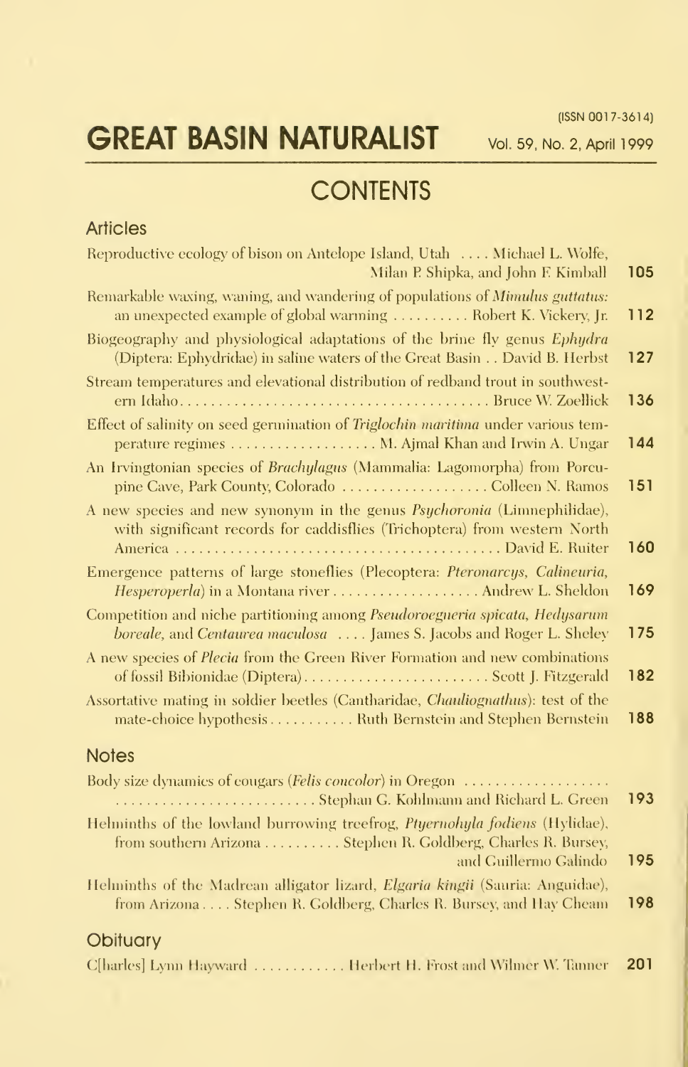(ISSN 0017-3614)

# GREAT BASIN NATURALIST

Vol. 59, No. 2, April 1999

## CONTENTS

### Articles

Reproductive ecology of bison on Antelope Island, Utah .... Michael L. Wolfe, Milan P. Shipka, and John F. Kimball 105

Remarkable waxing, waning, and wandering of populations of *Mimulus guttatus*: an unexpected example of global warming .......... Robert K. Vickery, Jr. 112

Biogeography and physiological adaptations of the brine fly genus *Ephydra* (Diptera: Ephydridae) in saline waters of the Great Basin .. David B. Herbst 127

Stream temperatures and elevational distribution of redband trout in southwestern Idaho ........................................ Bruce W. Zoellick 136

Effect of salinity on seed germination of *Triglochin maritima* under various temperature regimes .................. M. Ajmal Khan and Irwin A. Ungar 144

An Irvingtonian species of *Brachylagus* (Mammalia: Lagomorpha) from Porcupine Cave, Park County, Colorado .................. Colleen N. Ramos 151

A new species and new synonym in the genus *Psychoronia* (Limnephilidae), with significant records for caddisflies (Trichoptera) from western North America ........................................ David E. Ruiter 160

Emergence patterns of large stoneflies (Plecoptera: *Pteronarcys, Calineuria, Hesperoperla*) in a Montana river .................. Andrew L. Sheldon 169

Competition and niche partitioning among *Pseudoroegneria spicata, Hedysarum boreale*, and *Centaurea maculosa* .... James S. Jacobs and Roger L. Sheley 175

A new species of *Plecia* from the Green River Formation and new combinations of fossil Bibionidae (Diptera) ........................ Scott J. Fitzgerald 182

Assortative mating in soldier beetles (Cantharidae, *Chauliognathus*): test of the mate-choice hypothesis ........... Ruth Bernstein and Stephen Bernstein 188

### Notes

Body size dynamics of cougars (*Felis concolor*) in Oregon .................. .......................... Stephan G. Kohlmann and Richard L. Green 193

Helminths of the lowland burrowing treefrog, *Ptyernohyla fodiens* (Hylidae), from southern Arizona .......... Stephen R. Goldberg, Charles R. Bursey, and Guillermo Galindo 195

Helminths of the Madrean alligator lizard, *Elgaria kingii* (Sauria: Anguidae), from Arizona .... Stephen R. Goldberg, Charles R. Bursey, and Hay Cheam 198

### Obituary

C[harles] Lynn Hayward ............ Herbert H. Frost and Wilmer W. Tanner 201